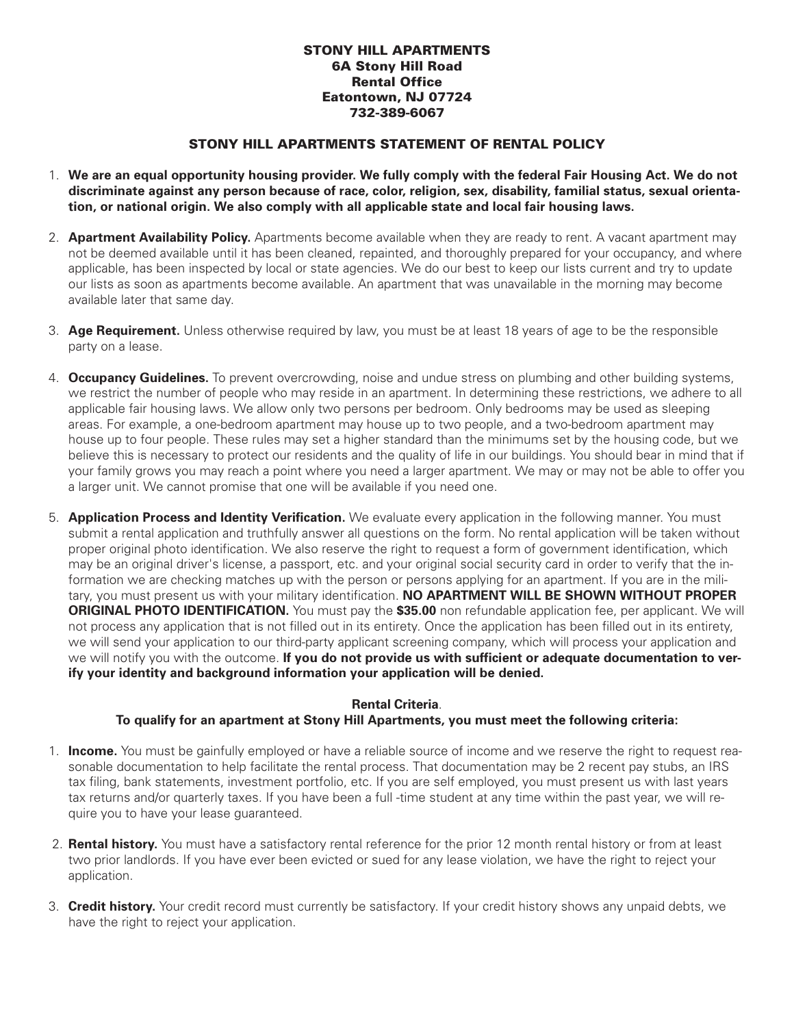**STONY HILL APARTMENTS**
**6A Stony Hill Road**
**Rental Office**
**Eatontown, NJ 07724**
**732-389-6067**

## STONY HILL APARTMENTS STATEMENT OF RENTAL POLICY

1. **We are an equal opportunity housing provider. We fully comply with the federal Fair Housing Act. We do not discriminate against any person because of race, color, religion, sex, disability, familial status, sexual orientation, or national origin. We also comply with all applicable state and local fair housing laws.**

2. **Apartment Availability Policy.** Apartments become available when they are ready to rent. A vacant apartment may not be deemed available until it has been cleaned, repainted, and thoroughly prepared for your occupancy, and where applicable, has been inspected by local or state agencies. We do our best to keep our lists current and try to update our lists as soon as apartments become available. An apartment that was unavailable in the morning may become available later that same day.

3. **Age Requirement.** Unless otherwise required by law, you must be at least 18 years of age to be the responsible party on a lease.

4. **Occupancy Guidelines.** To prevent overcrowding, noise and undue stress on plumbing and other building systems, we restrict the number of people who may reside in an apartment. In determining these restrictions, we adhere to all applicable fair housing laws. We allow only two persons per bedroom. Only bedrooms may be used as sleeping areas. For example, a one-bedroom apartment may house up to two people, and a two-bedroom apartment may house up to four people. These rules may set a higher standard than the minimums set by the housing code, but we believe this is necessary to protect our residents and the quality of life in our buildings. You should bear in mind that if your family grows you may reach a point where you need a larger apartment. We may or may not be able to offer you a larger unit. We cannot promise that one will be available if you need one.

5. **Application Process and Identity Verification.** We evaluate every application in the following manner. You must submit a rental application and truthfully answer all questions on the form. No rental application will be taken without proper original photo identification. We also reserve the right to request a form of government identification, which may be an original driver's license, a passport, etc. and your original social security card in order to verify that the information we are checking matches up with the person or persons applying for an apartment. If you are in the military, you must present us with your military identification. **NO APARTMENT WILL BE SHOWN WITHOUT PROPER ORIGINAL PHOTO IDENTIFICATION.** You must pay the **$35.00** non refundable application fee, per applicant. We will not process any application that is not filled out in its entirety. Once the application has been filled out in its entirety, we will send your application to our third-party applicant screening company, which will process your application and we will notify you with the outcome. **If you do not provide us with sufficient or adequate documentation to verify your identity and background information your application will be denied.**

**Rental Criteria**.
**To qualify for an apartment at Stony Hill Apartments, you must meet the following criteria:**

1. **Income.** You must be gainfully employed or have a reliable source of income and we reserve the right to request reasonable documentation to help facilitate the rental process. That documentation may be 2 recent pay stubs, an IRS tax filing, bank statements, investment portfolio, etc. If you are self employed, you must present us with last years tax returns and/or quarterly taxes. If you have been a full -time student at any time within the past year, we will require you to have your lease guaranteed.

2. **Rental history.** You must have a satisfactory rental reference for the prior 12 month rental history or from at least two prior landlords. If you have ever been evicted or sued for any lease violation, we have the right to reject your application.

3. **Credit history.** Your credit record must currently be satisfactory. If your credit history shows any unpaid debts, we have the right to reject your application.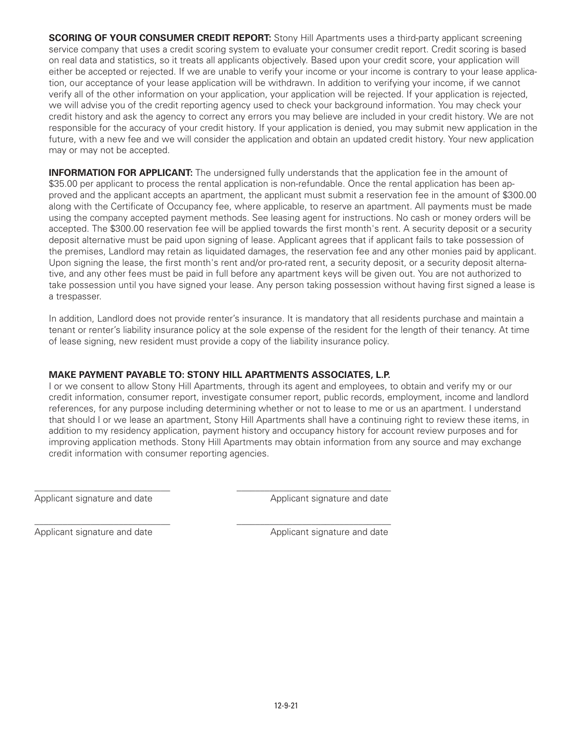**SCORING OF YOUR CONSUMER CREDIT REPORT:** Stony Hill Apartments uses a third-party applicant screening service company that uses a credit scoring system to evaluate your consumer credit report. Credit scoring is based on real data and statistics, so it treats all applicants objectively. Based upon your credit score, your application will either be accepted or rejected. If we are unable to verify your income or your income is contrary to your lease application, our acceptance of your lease application will be withdrawn. In addition to verifying your income, if we cannot verify all of the other information on your application, your application will be rejected. If your application is rejected, we will advise you of the credit reporting agency used to check your background information. You may check your credit history and ask the agency to correct any errors you may believe are included in your credit history. We are not responsible for the accuracy of your credit history. If your application is denied, you may submit new application in the future, with a new fee and we will consider the application and obtain an updated credit history. Your new application may or may not be accepted.

**INFORMATION FOR APPLICANT:** The undersigned fully understands that the application fee in the amount of $35.00 per applicant to process the rental application is non-refundable. Once the rental application has been approved and the applicant accepts an apartment, the applicant must submit a reservation fee in the amount of $300.00 along with the Certificate of Occupancy fee, where applicable, to reserve an apartment. All payments must be made using the company accepted payment methods. See leasing agent for instructions. No cash or money orders will be accepted. The $300.00 reservation fee will be applied towards the first month's rent. A security deposit or a security deposit alternative must be paid upon signing of lease. Applicant agrees that if applicant fails to take possession of the premises, Landlord may retain as liquidated damages, the reservation fee and any other monies paid by applicant. Upon signing the lease, the first month's rent and/or pro-rated rent, a security deposit, or a security deposit alternative, and any other fees must be paid in full before any apartment keys will be given out. You are not authorized to take possession until you have signed your lease. Any person taking possession without having first signed a lease is a trespasser.

In addition, Landlord does not provide renter's insurance. It is mandatory that all residents purchase and maintain a tenant or renter's liability insurance policy at the sole expense of the resident for the length of their tenancy. At time of lease signing, new resident must provide a copy of the liability insurance policy.

**MAKE PAYMENT PAYABLE TO: STONY HILL APARTMENTS ASSOCIATES, L.P.**

I or we consent to allow Stony Hill Apartments, through its agent and employees, to obtain and verify my or our credit information, consumer report, investigate consumer report, public records, employment, income and landlord references, for any purpose including determining whether or not to lease to me or us an apartment. I understand that should I or we lease an apartment, Stony Hill Apartments shall have a continuing right to review these items, in addition to my residency application, payment history and occupancy history for account review purposes and for improving application methods. Stony Hill Apartments may obtain information from any source and may exchange credit information with consumer reporting agencies.

\_\_\_\_\_\_\_\_\_\_\_\_\_\_\_\_\_\_\_\_\_\_\_\_\_\_\_\_ \_\_\_\_\_\_\_\_\_\_\_\_\_\_\_\_\_\_\_\_\_\_\_\_\_\_\_\_\_\_\_\_

Applicant signature and date Applicant signature and date

\_\_\_\_\_\_\_\_\_\_\_\_\_\_\_\_\_\_\_\_\_\_\_\_\_\_\_\_ \_\_\_\_\_\_\_\_\_\_\_\_\_\_\_\_\_\_\_\_\_\_\_\_\_\_\_\_\_\_\_\_

Applicant signature and date Applicant signature and date

12-9-21